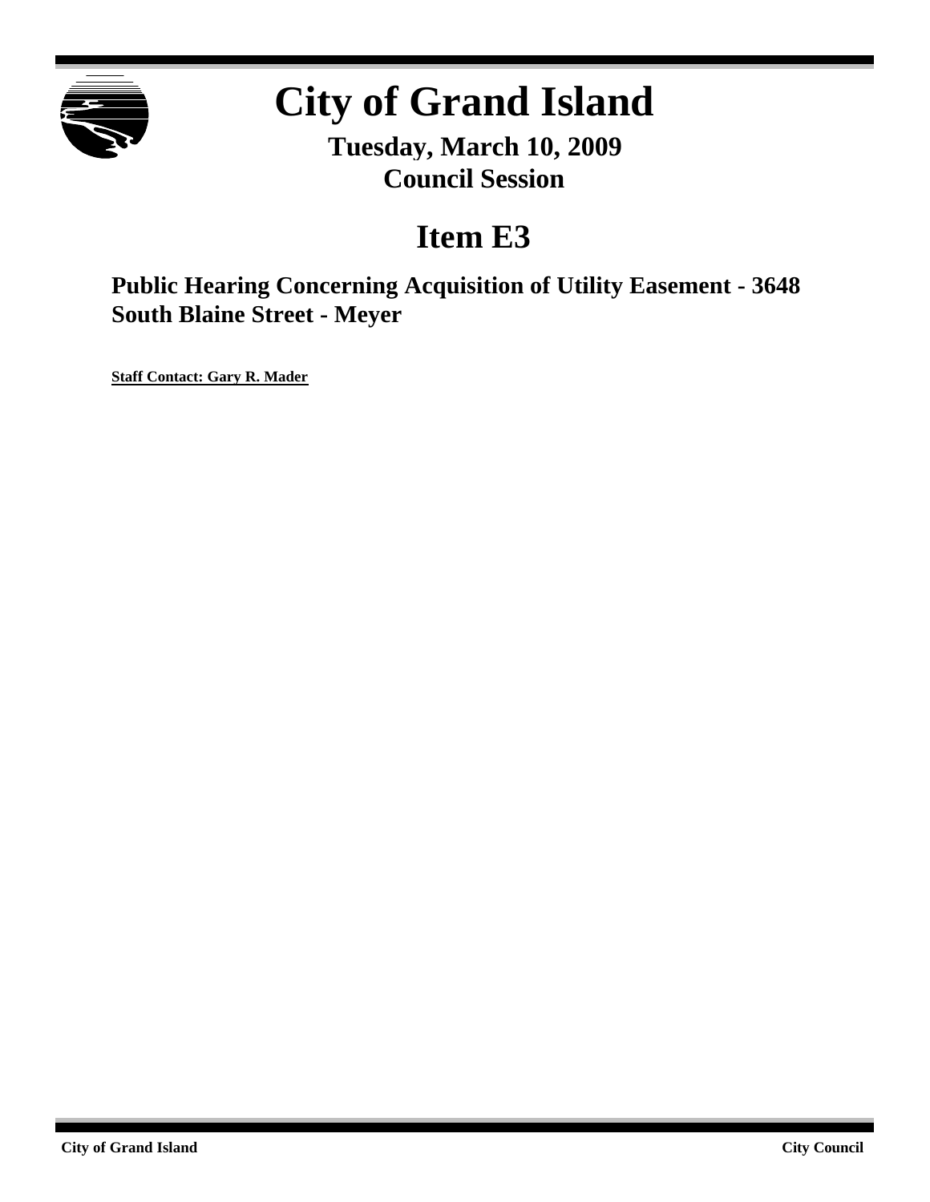# City of Grand Island

**Tuesday, March 10, 2009**
**Council Session**

## Item E3

### Public Hearing Concerning Acquisition of Utility Easement - 3648 South Blaine Street - Meyer

**Staff Contact: Gary R. Mader**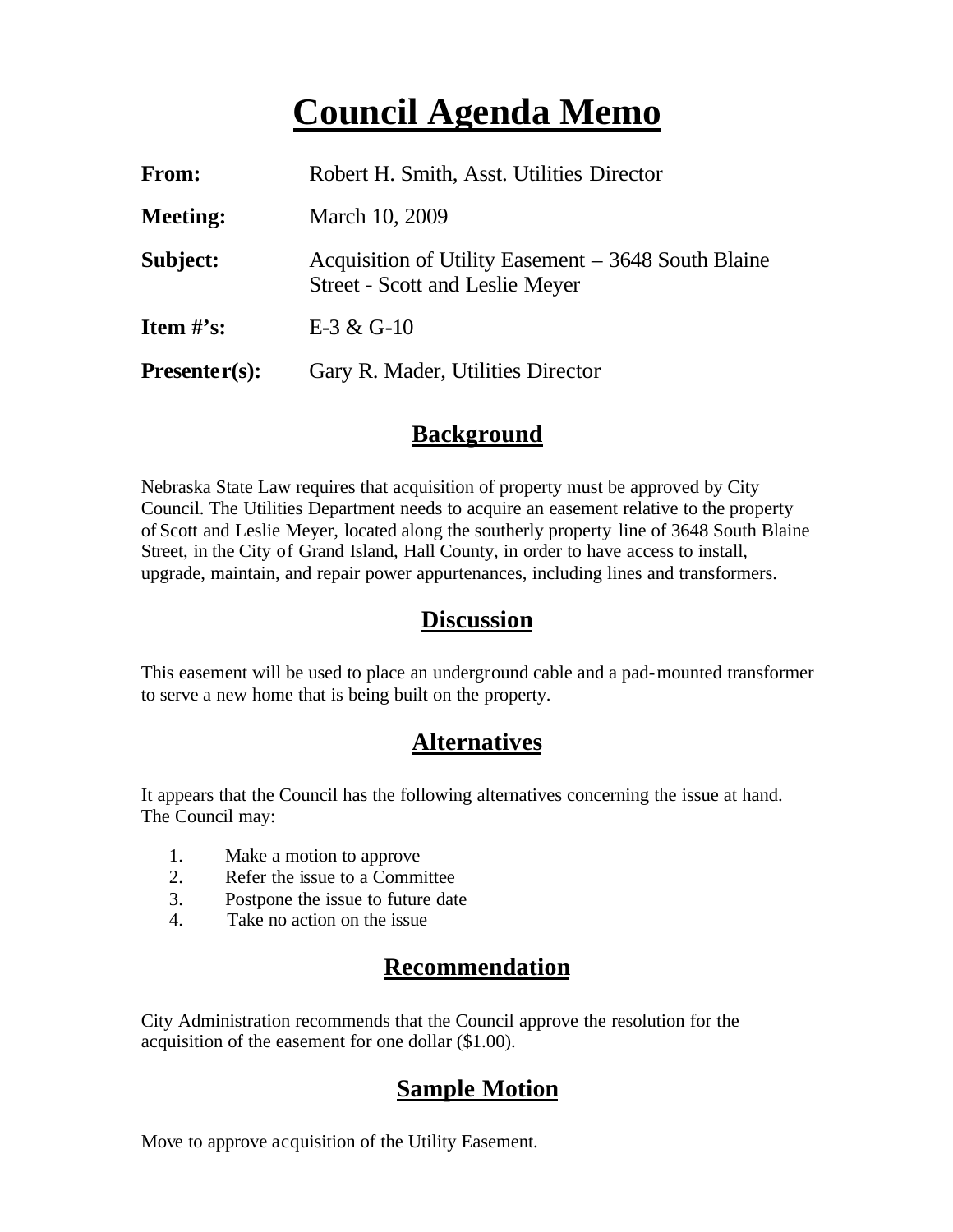# Council Agenda Memo

| | |
|---|---|
| **From:** | Robert H. Smith, Asst. Utilities Director |
| **Meeting:** | March 10, 2009 |
| **Subject:** | Acquisition of Utility Easement – 3648 South Blaine Street - Scott and Leslie Meyer |
| **Item #'s:** | E-3 & G-10 |
| **Presenter(s):** | Gary R. Mader, Utilities Director |

## Background

Nebraska State Law requires that acquisition of property must be approved by City Council. The Utilities Department needs to acquire an easement relative to the property of Scott and Leslie Meyer, located along the southerly property line of 3648 South Blaine Street, in the City of Grand Island, Hall County, in order to have access to install, upgrade, maintain, and repair power appurtenances, including lines and transformers.

## Discussion

This easement will be used to place an underground cable and a pad-mounted transformer to serve a new home that is being built on the property.

## Alternatives

It appears that the Council has the following alternatives concerning the issue at hand. The Council may:

1. Make a motion to approve
2. Refer the issue to a Committee
3. Postpone the issue to future date
4. Take no action on the issue

## Recommendation

City Administration recommends that the Council approve the resolution for the acquisition of the easement for one dollar ($1.00).

## Sample Motion

Move to approve acquisition of the Utility Easement.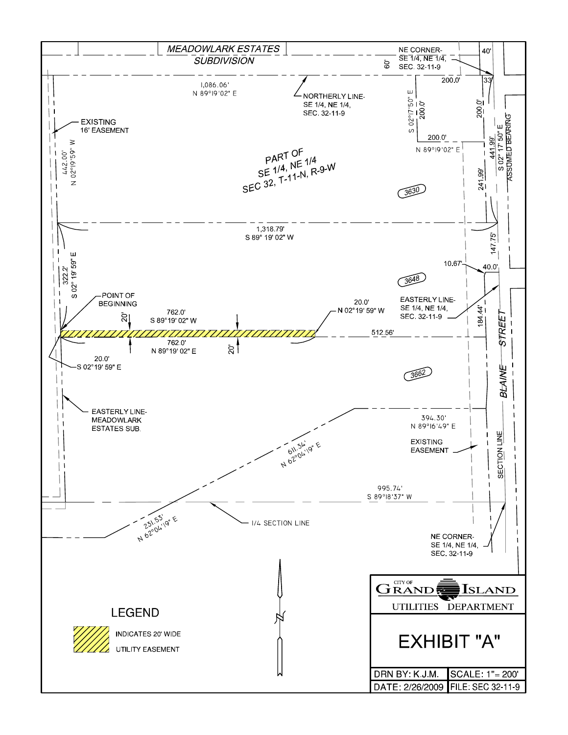MEADOWLARK ESTATES SUBDIVISION

60'

NE CORNER- SE 1/4, NE 1/4, SEC. 32-11-9

40'

33'

1,086.06'
N 89°19'02" E

NORTHERLY LINE- SE 1/4, NE 1/4, SEC. 32-11-9

200.0'

S 02°17'50" E
200.0'

200.0'

200.0'
N 89°19'02" E

441.99'
S 02° 17' 50" E
ASSUMED BEARING

EXISTING 16' EASEMENT

442.00'
N 02°19'59" W

PART OF
SE 1/4, NE 1/4
SEC 32, T-11-N, R-9-W

3630

241.99'

1,318.79'
S 89° 19' 02" W

147.75'

10.67'

40.0'

322.2'
S 02° 19' 59" E

3648

POINT OF BEGINNING

20'

762.0'
S 89°19' 02" W

20.0'
N 02°19' 59" W

EASTERLY LINE- SE 1/4, NE 1/4, SEC. 32-11-9

184.44'

512.56'

762.0'
N 89°19' 02" E

20'

20.0'
S 02°19' 59" E

BLAINE STREET

3662

EASTERLY LINE- MEADOWLARK ESTATES SUB.

394.30'
N 89°16'49" E

EXISTING EASEMENT

611.34'
N 62°04'19" E

SECTION LINE

995.74'
S 89°18'37" W

231.53'
N 62°04'19" E

1/4 SECTION LINE

NE CORNER- SE 1/4, NE 1/4, SEC. 32-11-9

N

LEGEND

INDICATES 20' WIDE UTILITY EASEMENT

CITY OF GRAND ISLAND

UTILITIES DEPARTMENT

# EXHIBIT "A"

| | |
|---|---|
| DRN BY: K.J.M. | SCALE: 1"= 200' |
| DATE: 2/26/2009 | FILE: SEC 32-11-9 |